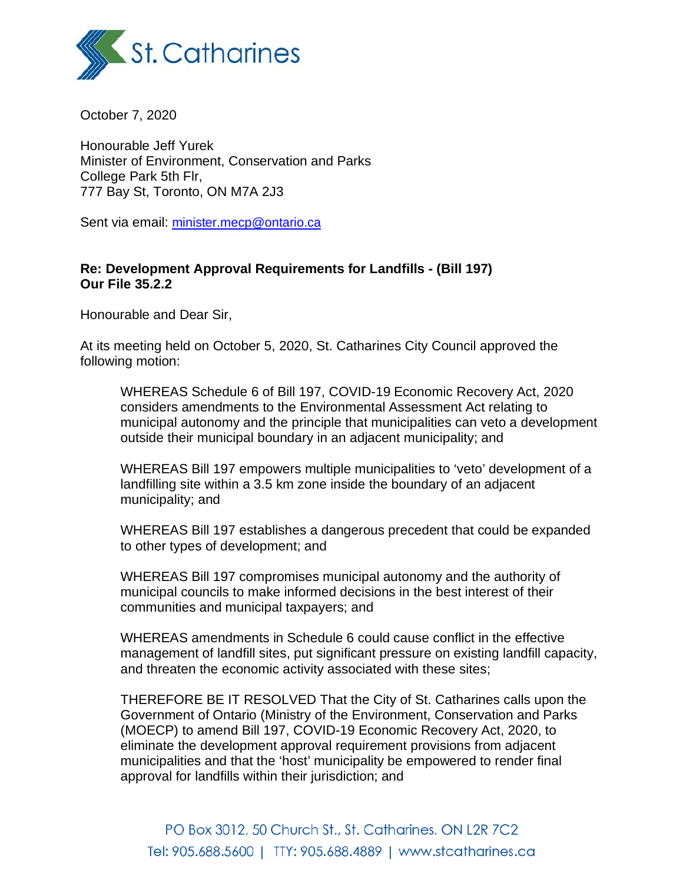St. Catharines

October 7, 2020

Honourable Jeff Yurek
Minister of Environment, Conservation and Parks
College Park 5th Flr,
777 Bay St, Toronto, ON M7A 2J3

Sent via email: minister.mecp@ontario.ca

**Re: Development Approval Requirements for Landfills - (Bill 197)**
**Our File 35.2.2**

Honourable and Dear Sir,

At its meeting held on October 5, 2020, St. Catharines City Council approved the following motion:

> WHEREAS Schedule 6 of Bill 197, COVID-19 Economic Recovery Act, 2020 considers amendments to the Environmental Assessment Act relating to municipal autonomy and the principle that municipalities can veto a development outside their municipal boundary in an adjacent municipality; and
>
> WHEREAS Bill 197 empowers multiple municipalities to 'veto' development of a landfilling site within a 3.5 km zone inside the boundary of an adjacent municipality; and
>
> WHEREAS Bill 197 establishes a dangerous precedent that could be expanded to other types of development; and
>
> WHEREAS Bill 197 compromises municipal autonomy and the authority of municipal councils to make informed decisions in the best interest of their communities and municipal taxpayers; and
>
> WHEREAS amendments in Schedule 6 could cause conflict in the effective management of landfill sites, put significant pressure on existing landfill capacity, and threaten the economic activity associated with these sites;
>
> THEREFORE BE IT RESOLVED That the City of St. Catharines calls upon the Government of Ontario (Ministry of the Environment, Conservation and Parks (MOECP) to amend Bill 197, COVID-19 Economic Recovery Act, 2020, to eliminate the development approval requirement provisions from adjacent municipalities and that the 'host' municipality be empowered to render final approval for landfills within their jurisdiction; and

PO Box 3012, 50 Church St., St. Catharines, ON L2R 7C2
Tel: 905.688.5600 | TTY: 905.688.4889 | www.stcatharines.ca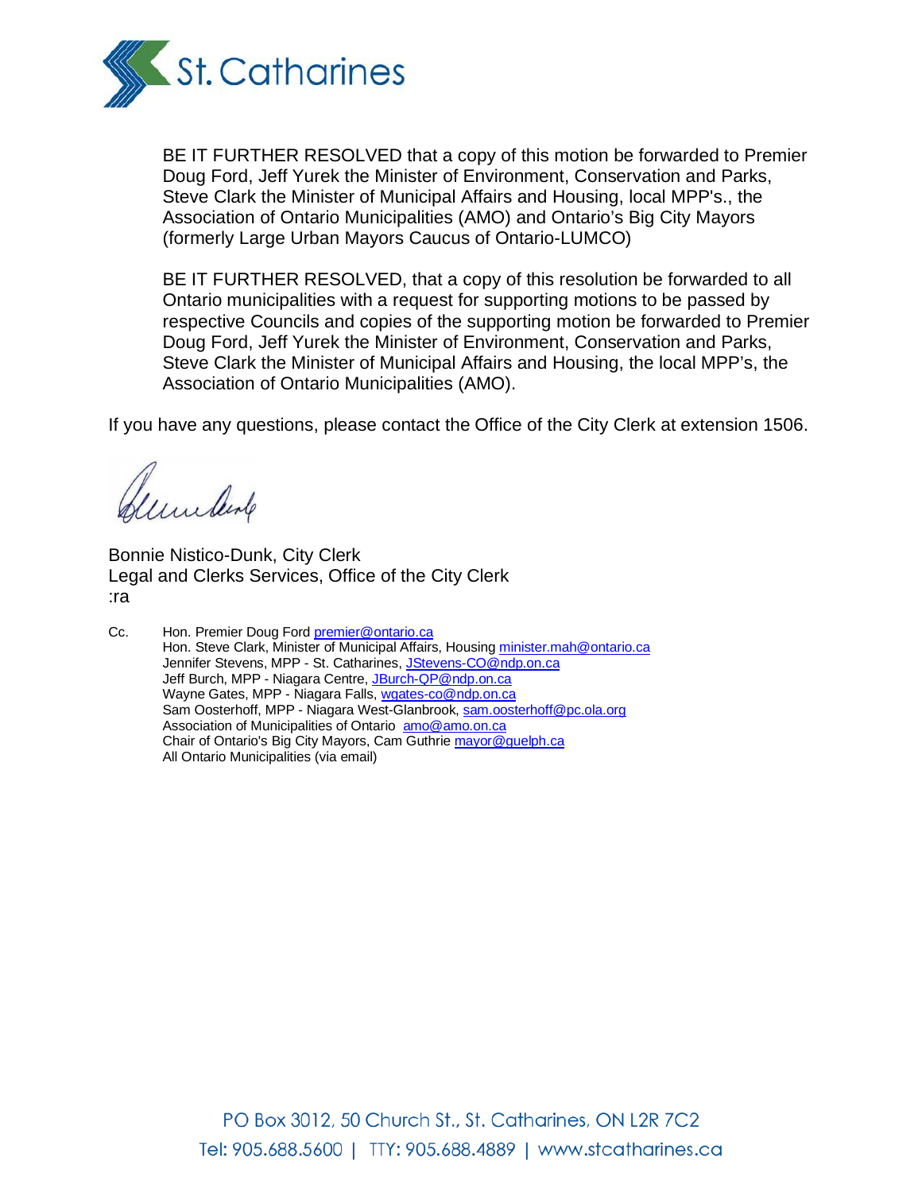BE IT FURTHER RESOLVED that a copy of this motion be forwarded to Premier Doug Ford, Jeff Yurek the Minister of Environment, Conservation and Parks, Steve Clark the Minister of Municipal Affairs and Housing, local MPP's., the Association of Ontario Municipalities (AMO) and Ontario's Big City Mayors (formerly Large Urban Mayors Caucus of Ontario-LUMCO)

BE IT FURTHER RESOLVED, that a copy of this resolution be forwarded to all Ontario municipalities with a request for supporting motions to be passed by respective Councils and copies of the supporting motion be forwarded to Premier Doug Ford, Jeff Yurek the Minister of Environment, Conservation and Parks, Steve Clark the Minister of Municipal Affairs and Housing, the local MPP's, the Association of Ontario Municipalities (AMO).

If you have any questions, please contact the Office of the City Clerk at extension 1506.

Bonnie Nistico-Dunk, City Clerk
Legal and Clerks Services, Office of the City Clerk
:ra

Cc. Hon. Premier Doug Ford premier@ontario.ca
Hon. Steve Clark, Minister of Municipal Affairs, Housing minister.mah@ontario.ca
Jennifer Stevens, MPP - St. Catharines, JStevens-CO@ndp.on.ca
Jeff Burch, MPP - Niagara Centre, JBurch-QP@ndp.on.ca
Wayne Gates, MPP - Niagara Falls, wgates-co@ndp.on.ca
Sam Oosterhoff, MPP - Niagara West-Glanbrook, sam.oosterhoff@pc.ola.org
Association of Municipalities of Ontario amo@amo.on.ca
Chair of Ontario's Big City Mayors, Cam Guthrie mayor@guelph.ca
All Ontario Municipalities (via email)

PO Box 3012, 50 Church St., St. Catharines, ON L2R 7C2
Tel: 905.688.5600 | TTY: 905.688.4889 | www.stcatharines.ca